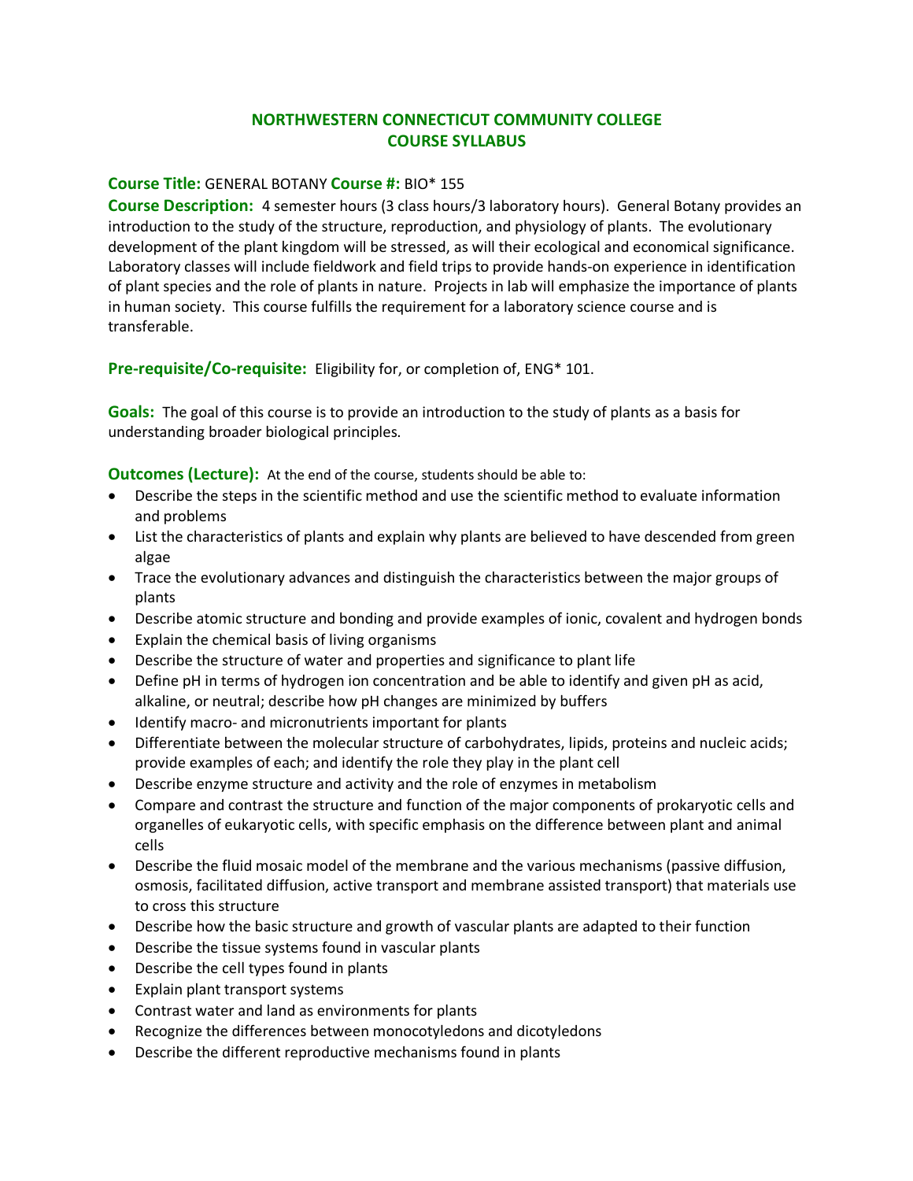# NORTHWESTERN CONNECTICUT COMMUNITY COLLEGE
# COURSE SYLLABUS

**Course Title:** GENERAL BOTANY **Course #:** BIO* 155

**Course Description:** 4 semester hours (3 class hours/3 laboratory hours). General Botany provides an introduction to the study of the structure, reproduction, and physiology of plants. The evolutionary development of the plant kingdom will be stressed, as will their ecological and economical significance. Laboratory classes will include fieldwork and field trips to provide hands-on experience in identification of plant species and the role of plants in nature. Projects in lab will emphasize the importance of plants in human society. This course fulfills the requirement for a laboratory science course and is transferable.

**Pre-requisite/Co-requisite:** Eligibility for, or completion of, ENG* 101.

**Goals:** The goal of this course is to provide an introduction to the study of plants as a basis for understanding broader biological principles.

**Outcomes (Lecture):** At the end of the course, students should be able to:

- Describe the steps in the scientific method and use the scientific method to evaluate information and problems
- List the characteristics of plants and explain why plants are believed to have descended from green algae
- Trace the evolutionary advances and distinguish the characteristics between the major groups of plants
- Describe atomic structure and bonding and provide examples of ionic, covalent and hydrogen bonds
- Explain the chemical basis of living organisms
- Describe the structure of water and properties and significance to plant life
- Define pH in terms of hydrogen ion concentration and be able to identify and given pH as acid, alkaline, or neutral; describe how pH changes are minimized by buffers
- Identify macro- and micronutrients important for plants
- Differentiate between the molecular structure of carbohydrates, lipids, proteins and nucleic acids; provide examples of each; and identify the role they play in the plant cell
- Describe enzyme structure and activity and the role of enzymes in metabolism
- Compare and contrast the structure and function of the major components of prokaryotic cells and organelles of eukaryotic cells, with specific emphasis on the difference between plant and animal cells
- Describe the fluid mosaic model of the membrane and the various mechanisms (passive diffusion, osmosis, facilitated diffusion, active transport and membrane assisted transport) that materials use to cross this structure
- Describe how the basic structure and growth of vascular plants are adapted to their function
- Describe the tissue systems found in vascular plants
- Describe the cell types found in plants
- Explain plant transport systems
- Contrast water and land as environments for plants
- Recognize the differences between monocotyledons and dicotyledons
- Describe the different reproductive mechanisms found in plants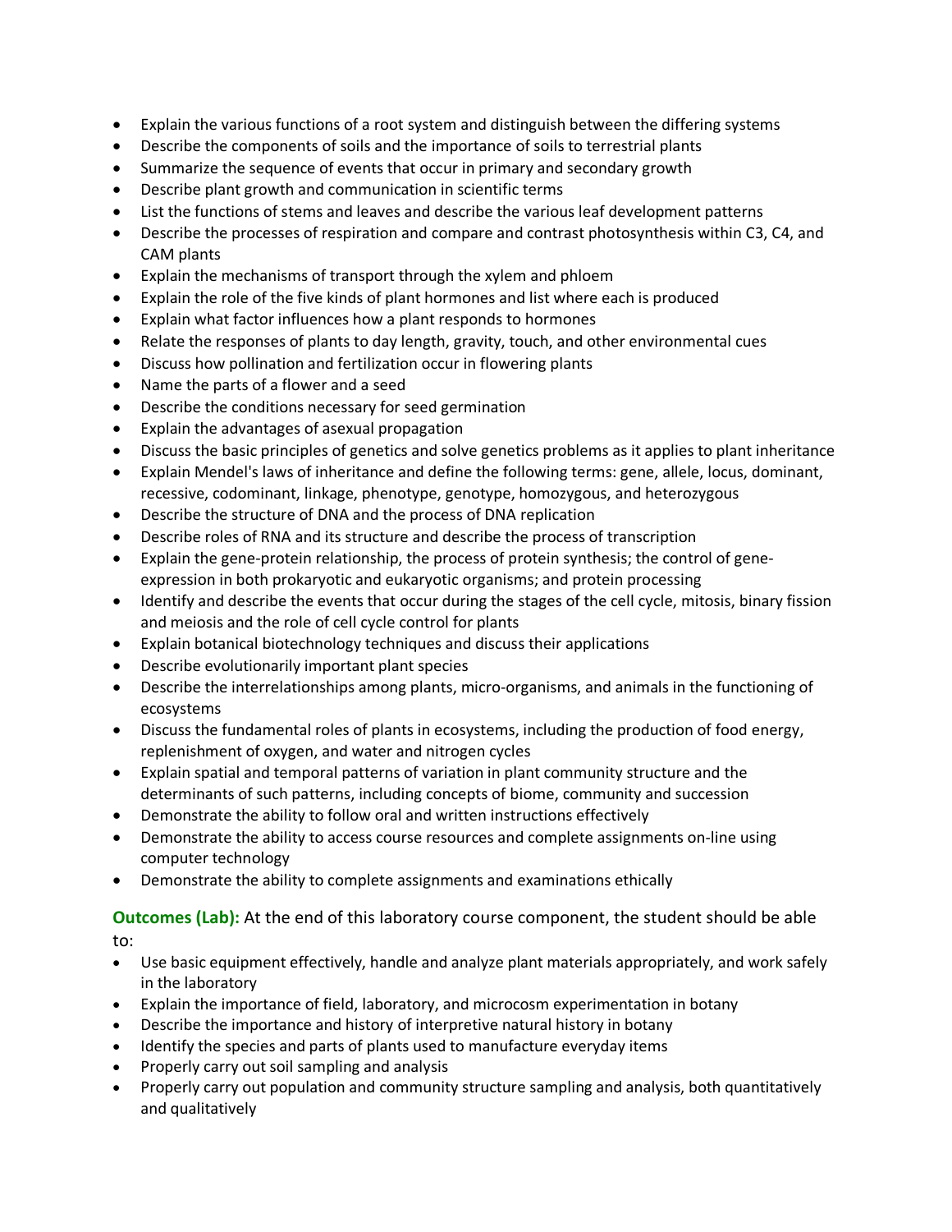- Explain the various functions of a root system and distinguish between the differing systems
- Describe the components of soils and the importance of soils to terrestrial plants
- Summarize the sequence of events that occur in primary and secondary growth
- Describe plant growth and communication in scientific terms
- List the functions of stems and leaves and describe the various leaf development patterns
- Describe the processes of respiration and compare and contrast photosynthesis within C3, C4, and CAM plants
- Explain the mechanisms of transport through the xylem and phloem
- Explain the role of the five kinds of plant hormones and list where each is produced
- Explain what factor influences how a plant responds to hormones
- Relate the responses of plants to day length, gravity, touch, and other environmental cues
- Discuss how pollination and fertilization occur in flowering plants
- Name the parts of a flower and a seed
- Describe the conditions necessary for seed germination
- Explain the advantages of asexual propagation
- Discuss the basic principles of genetics and solve genetics problems as it applies to plant inheritance
- Explain Mendel's laws of inheritance and define the following terms: gene, allele, locus, dominant, recessive, codominant, linkage, phenotype, genotype, homozygous, and heterozygous
- Describe the structure of DNA and the process of DNA replication
- Describe roles of RNA and its structure and describe the process of transcription
- Explain the gene-protein relationship, the process of protein synthesis; the control of gene-expression in both prokaryotic and eukaryotic organisms; and protein processing
- Identify and describe the events that occur during the stages of the cell cycle, mitosis, binary fission and meiosis and the role of cell cycle control for plants
- Explain botanical biotechnology techniques and discuss their applications
- Describe evolutionarily important plant species
- Describe the interrelationships among plants, micro-organisms, and animals in the functioning of ecosystems
- Discuss the fundamental roles of plants in ecosystems, including the production of food energy, replenishment of oxygen, and water and nitrogen cycles
- Explain spatial and temporal patterns of variation in plant community structure and the determinants of such patterns, including concepts of biome, community and succession
- Demonstrate the ability to follow oral and written instructions effectively
- Demonstrate the ability to access course resources and complete assignments on-line using computer technology
- Demonstrate the ability to complete assignments and examinations ethically

**Outcomes (Lab):** At the end of this laboratory course component, the student should be able to:

- Use basic equipment effectively, handle and analyze plant materials appropriately, and work safely in the laboratory
- Explain the importance of field, laboratory, and microcosm experimentation in botany
- Describe the importance and history of interpretive natural history in botany
- Identify the species and parts of plants used to manufacture everyday items
- Properly carry out soil sampling and analysis
- Properly carry out population and community structure sampling and analysis, both quantitatively and qualitatively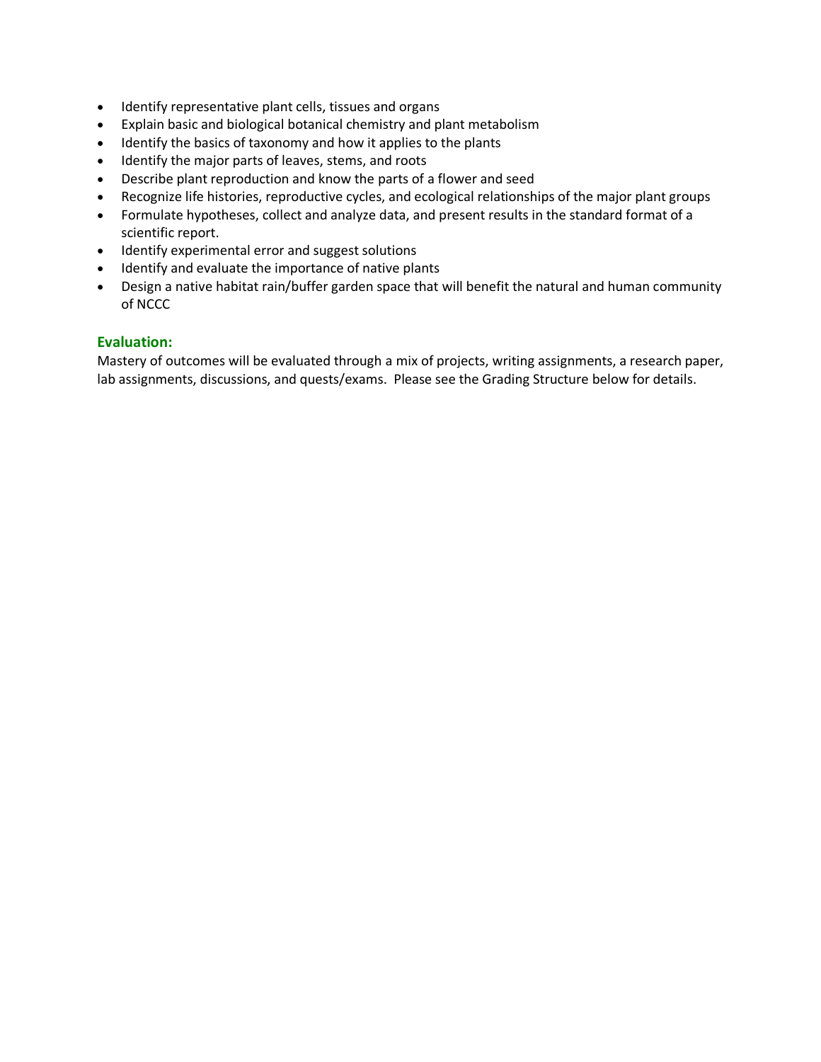- Identify representative plant cells, tissues and organs
- Explain basic and biological botanical chemistry and plant metabolism
- Identify the basics of taxonomy and how it applies to the plants
- Identify the major parts of leaves, stems, and roots
- Describe plant reproduction and know the parts of a flower and seed
- Recognize life histories, reproductive cycles, and ecological relationships of the major plant groups
- Formulate hypotheses, collect and analyze data, and present results in the standard format of a scientific report.
- Identify experimental error and suggest solutions
- Identify and evaluate the importance of native plants
- Design a native habitat rain/buffer garden space that will benefit the natural and human community of NCCC

### Evaluation:

Mastery of outcomes will be evaluated through a mix of projects, writing assignments, a research paper, lab assignments, discussions, and quests/exams. Please see the Grading Structure below for details.